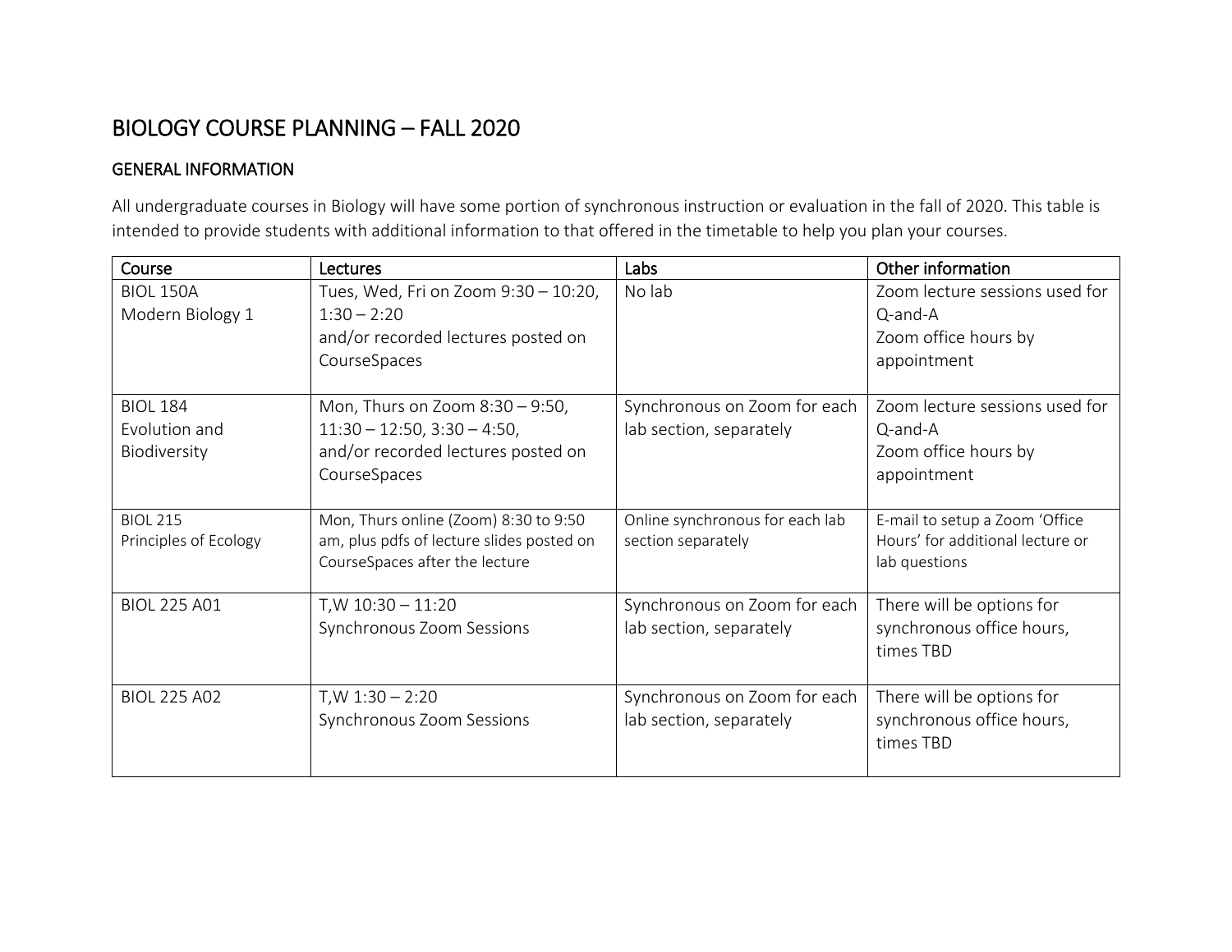# BIOLOGY COURSE PLANNING – FALL 2020

## GENERAL INFORMATION

All undergraduate courses in Biology will have some portion of synchronous instruction or evaluation in the fall of 2020. This table is intended to provide students with additional information to that offered in the timetable to help you plan your courses.

| Course | Lectures | Labs | Other information |
|---|---|---|---|
| BIOL 150A<br>Modern Biology 1 | Tues, Wed, Fri on Zoom 9:30 – 10:20, 1:30 – 2:20<br>and/or recorded lectures posted on CourseSpaces | No lab | Zoom lecture sessions used for Q-and-A<br>Zoom office hours by appointment |
| BIOL 184<br>Evolution and Biodiversity | Mon, Thurs on Zoom 8:30 – 9:50, 11:30 – 12:50, 3:30 – 4:50,<br>and/or recorded lectures posted on CourseSpaces | Synchronous on Zoom for each lab section, separately | Zoom lecture sessions used for Q-and-A<br>Zoom office hours by appointment |
| BIOL 215<br>Principles of Ecology | Mon, Thurs online (Zoom) 8:30 to 9:50 am, plus pdfs of lecture slides posted on CourseSpaces after the lecture | Online synchronous for each lab section separately | E-mail to setup a Zoom 'Office Hours' for additional lecture or lab questions |
| BIOL 225 A01 | T,W 10:30 – 11:20<br>Synchronous Zoom Sessions | Synchronous on Zoom for each lab section, separately | There will be options for synchronous office hours, times TBD |
| BIOL 225 A02 | T,W 1:30 – 2:20<br>Synchronous Zoom Sessions | Synchronous on Zoom for each lab section, separately | There will be options for synchronous office hours, times TBD |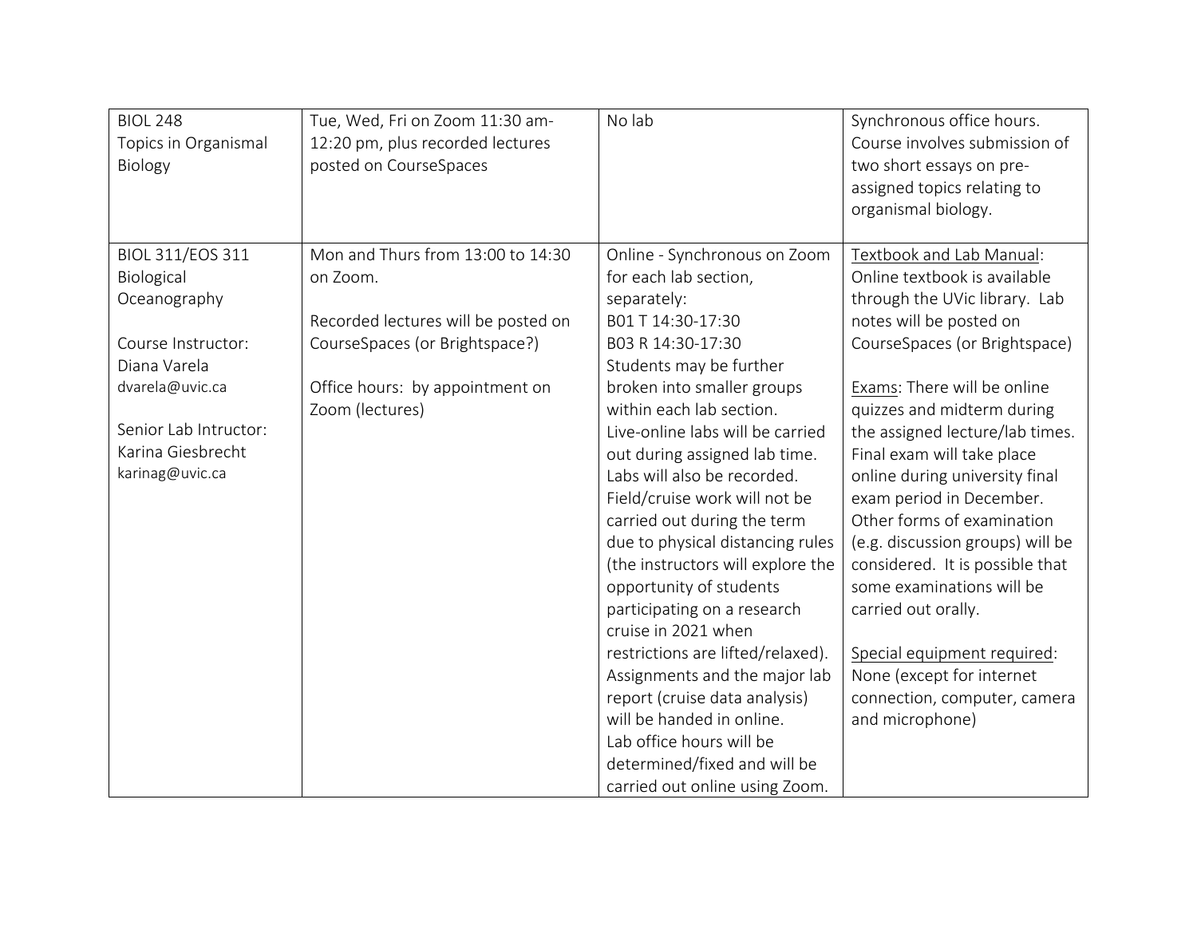| | | | |
|---|---|---|---|
| BIOL 248<br>Topics in Organismal Biology | Tue, Wed, Fri on Zoom 11:30 am-12:20 pm, plus recorded lectures posted on CourseSpaces | No lab | Synchronous office hours. Course involves submission of two short essays on pre-assigned topics relating to organismal biology. |
| BIOL 311/EOS 311<br>Biological Oceanography<br><br>Course Instructor:<br>Diana Varela<br>dvarela@uvic.ca<br><br>Senior Lab Intructor:<br>Karina Giesbrecht<br>karinag@uvic.ca | Mon and Thurs from 13:00 to 14:30 on Zoom.<br><br>Recorded lectures will be posted on CourseSpaces (or Brightspace?)<br><br>Office hours: by appointment on Zoom (lectures) | Online - Synchronous on Zoom for each lab section, separately:<br>B01 T 14:30-17:30<br>B03 R 14:30-17:30<br>Students may be further broken into smaller groups within each lab section.<br>Live-online labs will be carried out during assigned lab time. Labs will also be recorded.<br>Field/cruise work will not be carried out during the term due to physical distancing rules (the instructors will explore the opportunity of students participating on a research cruise in 2021 when restrictions are lifted/relaxed).<br>Assignments and the major lab report (cruise data analysis) will be handed in online.<br>Lab office hours will be determined/fixed and will be carried out online using Zoom. | <u>Textbook and Lab Manual</u>: Online textbook is available through the UVic library. Lab notes will be posted on CourseSpaces (or Brightspace)<br><br><u>Exams</u>: There will be online quizzes and midterm during the assigned lecture/lab times. Final exam will take place online during university final exam period in December. Other forms of examination (e.g. discussion groups) will be considered. It is possible that some examinations will be carried out orally.<br><br><u>Special equipment required</u>: None (except for internet connection, computer, camera and microphone) |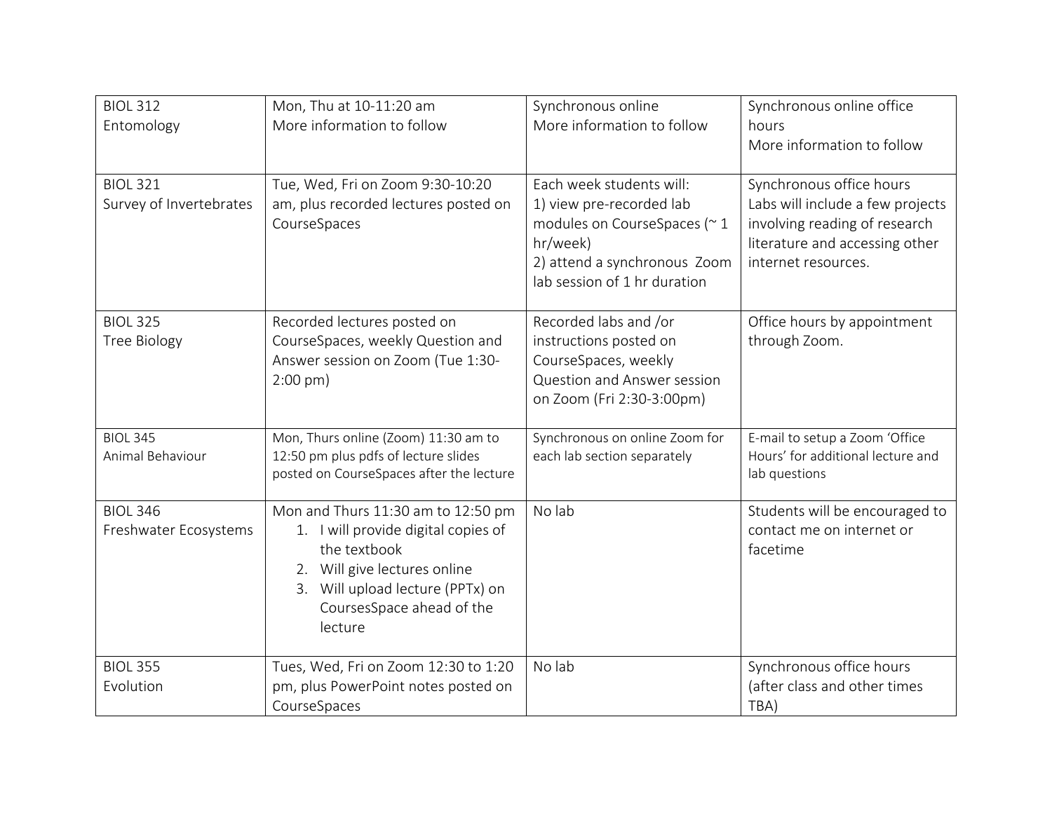| BIOL 312<br>Entomology | Mon, Thu at 10-11:20 am<br>More information to follow | Synchronous online<br>More information to follow | Synchronous online office hours<br>More information to follow |
|---|---|---|---|
| BIOL 321<br>Survey of Invertebrates | Tue, Wed, Fri on Zoom 9:30-10:20 am, plus recorded lectures posted on CourseSpaces | Each week students will:<br>1) view pre-recorded lab modules on CourseSpaces (~ 1 hr/week)<br>2) attend a synchronous Zoom lab session of 1 hr duration | Synchronous office hours<br>Labs will include a few projects involving reading of research literature and accessing other internet resources. |
| BIOL 325<br>Tree Biology | Recorded lectures posted on CourseSpaces, weekly Question and Answer session on Zoom (Tue 1:30-2:00 pm) | Recorded labs and /or instructions posted on CourseSpaces, weekly Question and Answer session on Zoom (Fri 2:30-3:00pm) | Office hours by appointment through Zoom. |
| BIOL 345<br>Animal Behaviour | Mon, Thurs online (Zoom) 11:30 am to 12:50 pm plus pdfs of lecture slides posted on CourseSpaces after the lecture | Synchronous on online Zoom for each lab section separately | E-mail to setup a Zoom 'Office Hours' for additional lecture and lab questions |
| BIOL 346<br>Freshwater Ecosystems | Mon and Thurs 11:30 am to 12:50 pm<br>1. I will provide digital copies of the textbook<br>2. Will give lectures online<br>3. Will upload lecture (PPTx) on CoursesSpace ahead of the lecture | No lab | Students will be encouraged to contact me on internet or facetime |
| BIOL 355<br>Evolution | Tues, Wed, Fri on Zoom 12:30 to 1:20 pm, plus PowerPoint notes posted on CourseSpaces | No lab | Synchronous office hours (after class and other times TBA) |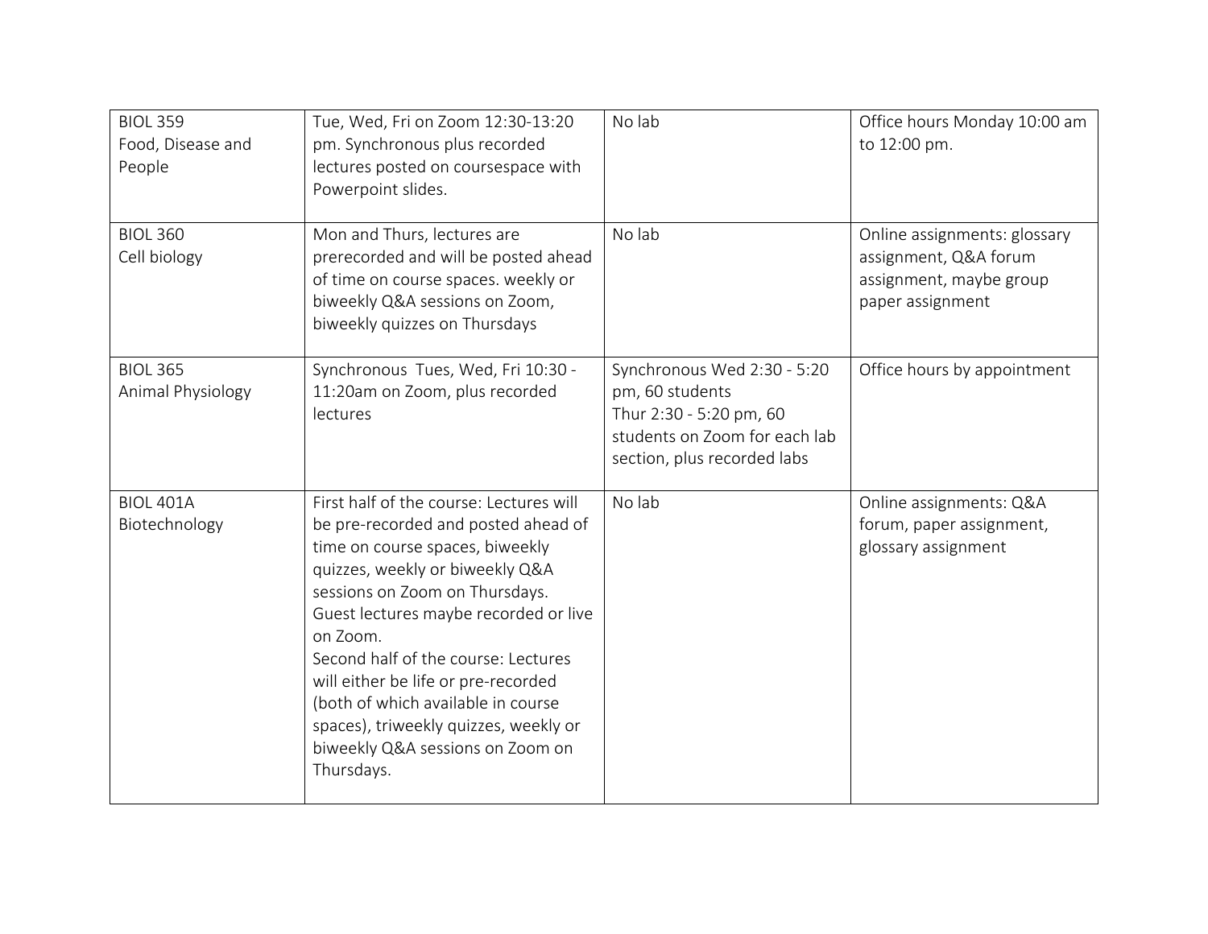| | | | |
|---|---|---|---|
| BIOL 359<br>Food, Disease and People | Tue, Wed, Fri on Zoom 12:30-13:20 pm. Synchronous plus recorded lectures posted on coursespace with Powerpoint slides. | No lab | Office hours Monday 10:00 am to 12:00 pm. |
| BIOL 360<br>Cell biology | Mon and Thurs, lectures are prerecorded and will be posted ahead of time on course spaces. weekly or biweekly Q&A sessions on Zoom, biweekly quizzes on Thursdays | No lab | Online assignments: glossary assignment, Q&A forum assignment, maybe group paper assignment |
| BIOL 365<br>Animal Physiology | Synchronous Tues, Wed, Fri 10:30 - 11:20am on Zoom, plus recorded lectures | Synchronous Wed 2:30 - 5:20 pm, 60 students<br>Thur 2:30 - 5:20 pm, 60 students on Zoom for each lab section, plus recorded labs | Office hours by appointment |
| BIOL 401A<br>Biotechnology | First half of the course: Lectures will be pre-recorded and posted ahead of time on course spaces, biweekly quizzes, weekly or biweekly Q&A sessions on Zoom on Thursdays. Guest lectures maybe recorded or live on Zoom.<br>Second half of the course: Lectures will either be life or pre-recorded (both of which available in course spaces), triweekly quizzes, weekly or biweekly Q&A sessions on Zoom on Thursdays. | No lab | Online assignments: Q&A forum, paper assignment, glossary assignment |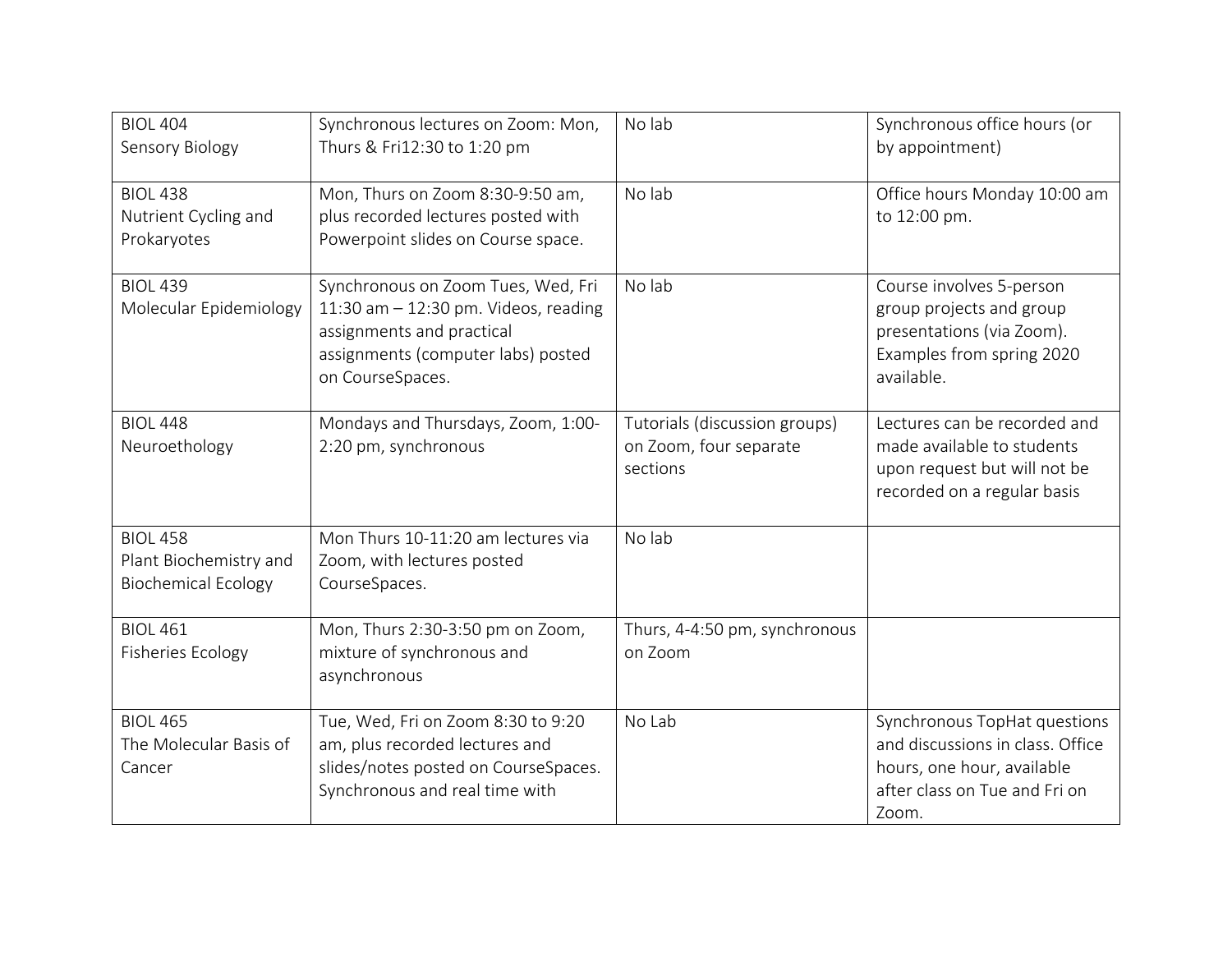| BIOL 404 Sensory Biology | Synchronous lectures on Zoom: Mon, Thurs & Fri12:30 to 1:20 pm | No lab | Synchronous office hours (or by appointment) |
|---|---|---|---|
| BIOL 438 Nutrient Cycling and Prokaryotes | Mon, Thurs on Zoom 8:30-9:50 am, plus recorded lectures posted with Powerpoint slides on Course space. | No lab | Office hours Monday 10:00 am to 12:00 pm. |
| BIOL 439 Molecular Epidemiology | Synchronous on Zoom Tues, Wed, Fri 11:30 am – 12:30 pm. Videos, reading assignments and practical assignments (computer labs) posted on CourseSpaces. | No lab | Course involves 5-person group projects and group presentations (via Zoom). Examples from spring 2020 available. |
| BIOL 448 Neuroethology | Mondays and Thursdays, Zoom, 1:00-2:20 pm, synchronous | Tutorials (discussion groups) on Zoom, four separate sections | Lectures can be recorded and made available to students upon request but will not be recorded on a regular basis |
| BIOL 458 Plant Biochemistry and Biochemical Ecology | Mon Thurs 10-11:20 am lectures via Zoom, with lectures posted CourseSpaces. | No lab | |
| BIOL 461 Fisheries Ecology | Mon, Thurs 2:30-3:50 pm on Zoom, mixture of synchronous and asynchronous | Thurs, 4-4:50 pm, synchronous on Zoom | |
| BIOL 465 The Molecular Basis of Cancer | Tue, Wed, Fri on Zoom 8:30 to 9:20 am, plus recorded lectures and slides/notes posted on CourseSpaces. Synchronous and real time with | No Lab | Synchronous TopHat questions and discussions in class. Office hours, one hour, available after class on Tue and Fri on Zoom. |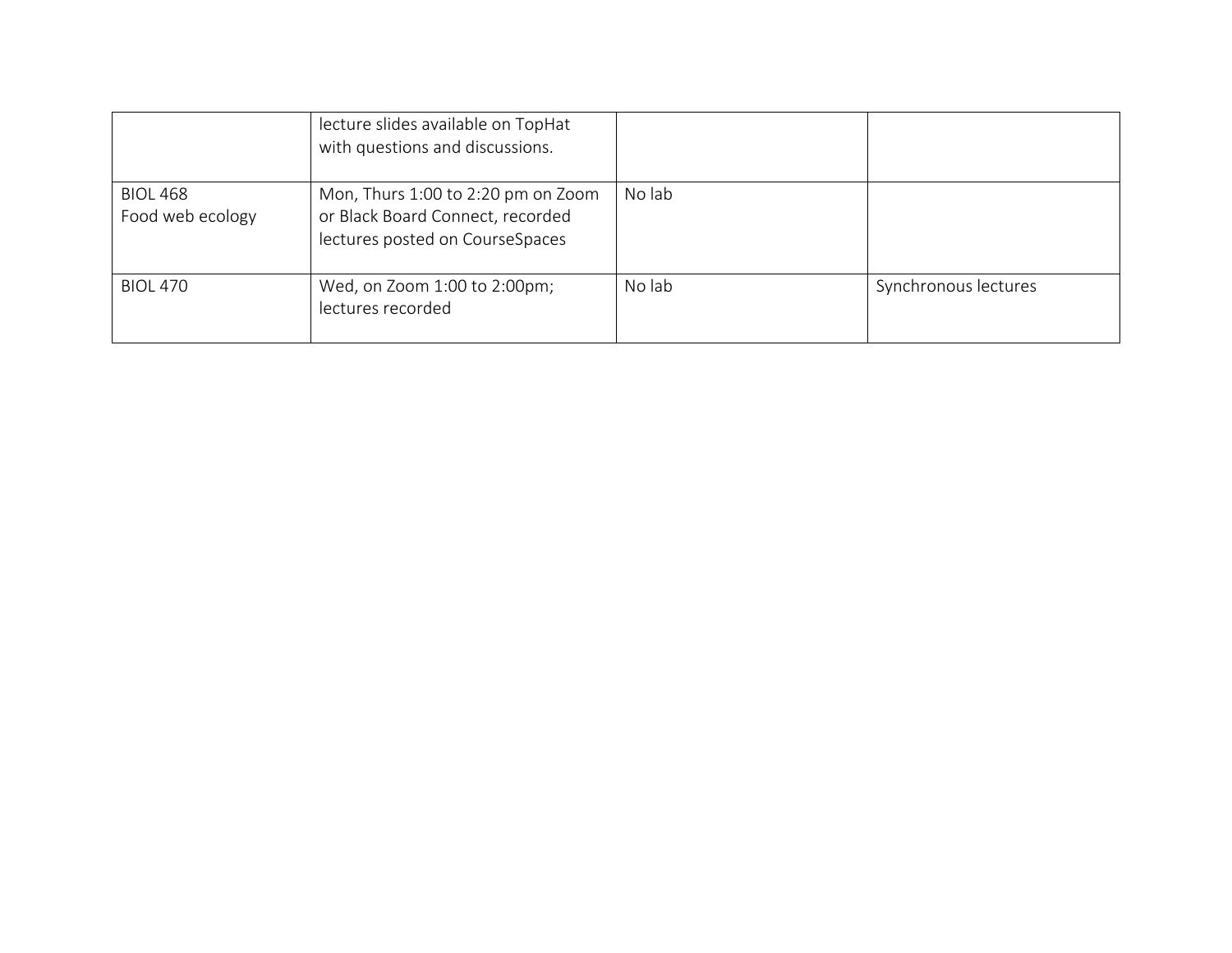| | | | |
|---|---|---|---|
| | lecture slides available on TopHat with questions and discussions. | | |
| BIOL 468<br>Food web ecology | Mon, Thurs 1:00 to 2:20 pm on Zoom or Black Board Connect, recorded lectures posted on CourseSpaces | No lab | |
| BIOL 470 | Wed, on Zoom 1:00 to 2:00pm; lectures recorded | No lab | Synchronous lectures |